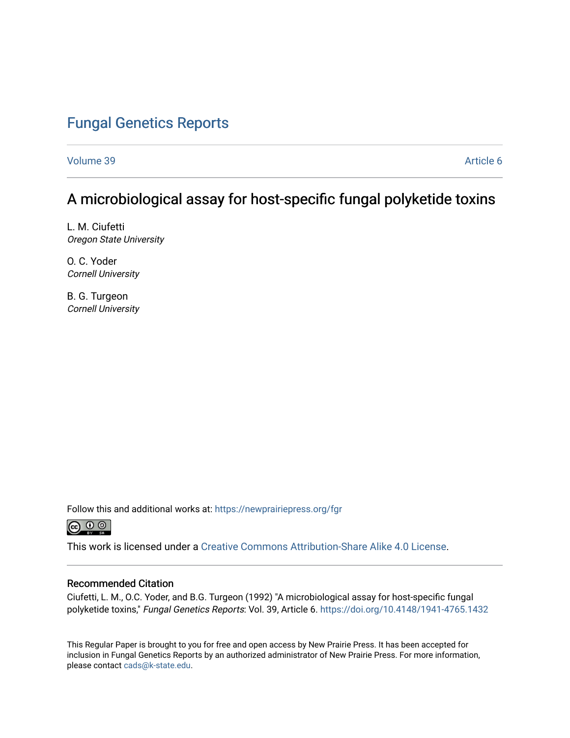# Fungal Genetics Reports

Volume 39 Article 6

## A microbiological assay for host-specific fungal polyketide toxins

L. M. Ciufetti
*Oregon State University*

O. C. Yoder
*Cornell University*

B. G. Turgeon
*Cornell University*

Follow this and additional works at: https://newprairiepress.org/fgr

This work is licensed under a Creative Commons Attribution-Share Alike 4.0 License.

### Recommended Citation

Ciufetti, L. M., O.C. Yoder, and B.G. Turgeon (1992) "A microbiological assay for host-specific fungal polyketide toxins," *Fungal Genetics Reports*: Vol. 39, Article 6. https://doi.org/10.4148/1941-4765.1432

This Regular Paper is brought to you for free and open access by New Prairie Press. It has been accepted for inclusion in Fungal Genetics Reports by an authorized administrator of New Prairie Press. For more information, please contact cads@k-state.edu.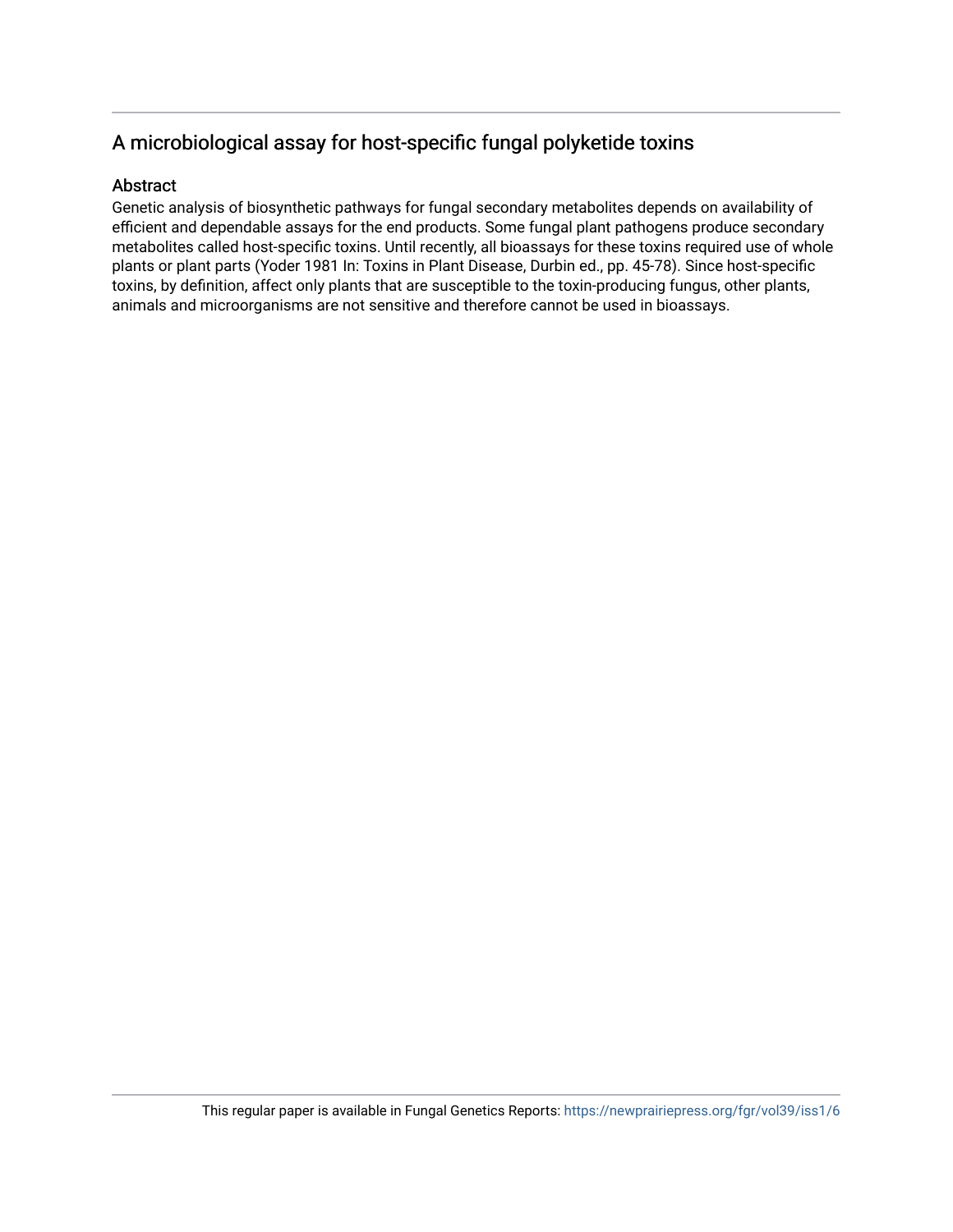## A microbiological assay for host-specific fungal polyketide toxins

### Abstract

Genetic analysis of biosynthetic pathways for fungal secondary metabolites depends on availability of efficient and dependable assays for the end products. Some fungal plant pathogens produce secondary metabolites called host-specific toxins. Until recently, all bioassays for these toxins required use of whole plants or plant parts (Yoder 1981 In: Toxins in Plant Disease, Durbin ed., pp. 45-78). Since host-specific toxins, by definition, affect only plants that are susceptible to the toxin-producing fungus, other plants, animals and microorganisms are not sensitive and therefore cannot be used in bioassays.

This regular paper is available in Fungal Genetics Reports: https://newprairiepress.org/fgr/vol39/iss1/6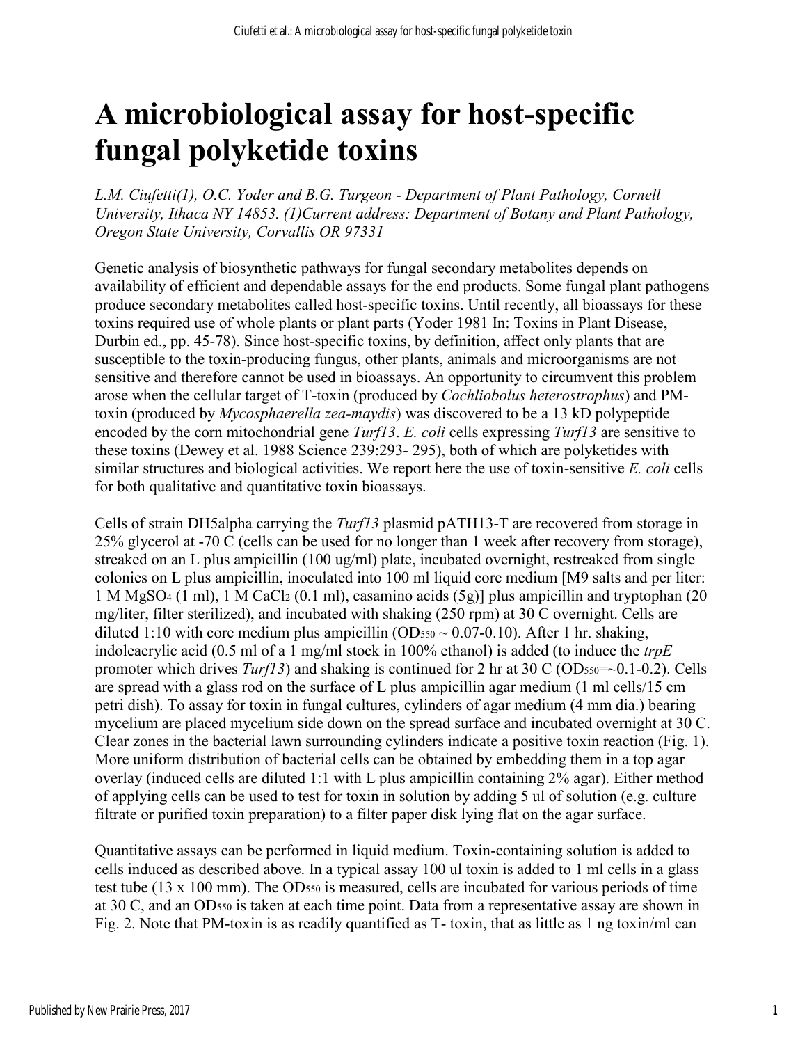# A microbiological assay for host-specific fungal polyketide toxins

*L.M. Ciufetti(1), O.C. Yoder and B.G. Turgeon - Department of Plant Pathology, Cornell University, Ithaca NY 14853. (1)Current address: Department of Botany and Plant Pathology, Oregon State University, Corvallis OR 97331*

Genetic analysis of biosynthetic pathways for fungal secondary metabolites depends on availability of efficient and dependable assays for the end products. Some fungal plant pathogens produce secondary metabolites called host-specific toxins. Until recently, all bioassays for these toxins required use of whole plants or plant parts (Yoder 1981 In: Toxins in Plant Disease, Durbin ed., pp. 45-78). Since host-specific toxins, by definition, affect only plants that are susceptible to the toxin-producing fungus, other plants, animals and microorganisms are not sensitive and therefore cannot be used in bioassays. An opportunity to circumvent this problem arose when the cellular target of T-toxin (produced by *Cochliobolus heterostrophus*) and PM-toxin (produced by *Mycosphaerella zea-maydis*) was discovered to be a 13 kD polypeptide encoded by the corn mitochondrial gene *Turf13*. *E. coli* cells expressing *Turf13* are sensitive to these toxins (Dewey et al. 1988 Science 239:293- 295), both of which are polyketides with similar structures and biological activities. We report here the use of toxin-sensitive *E. coli* cells for both qualitative and quantitative toxin bioassays.

Cells of strain DH5alpha carrying the *Turf13* plasmid pATH13-T are recovered from storage in 25% glycerol at -70 C (cells can be used for no longer than 1 week after recovery from storage), streaked on an L plus ampicillin (100 ug/ml) plate, incubated overnight, restreaked from single colonies on L plus ampicillin, inoculated into 100 ml liquid core medium [M9 salts and per liter: 1 M $MgSO_4$ (1 ml), 1 M $CaCl_2$ (0.1 ml), casamino acids (5g)] plus ampicillin and tryptophan (20 mg/liter, filter sterilized), and incubated with shaking (250 rpm) at 30 C overnight. Cells are diluted 1:10 with core medium plus ampicillin ($OD_{550}$ ~ 0.07-0.10). After 1 hr. shaking, indoleacrylic acid (0.5 ml of a 1 mg/ml stock in 100% ethanol) is added (to induce the *trpE* promoter which drives *Turf13*) and shaking is continued for 2 hr at 30 C ($OD_{550}$=~0.1-0.2). Cells are spread with a glass rod on the surface of L plus ampicillin agar medium (1 ml cells/15 cm petri dish). To assay for toxin in fungal cultures, cylinders of agar medium (4 mm dia.) bearing mycelium are placed mycelium side down on the spread surface and incubated overnight at 30 C. Clear zones in the bacterial lawn surrounding cylinders indicate a positive toxin reaction (Fig. 1). More uniform distribution of bacterial cells can be obtained by embedding them in a top agar overlay (induced cells are diluted 1:1 with L plus ampicillin containing 2% agar). Either method of applying cells can be used to test for toxin in solution by adding 5 ul of solution (e.g. culture filtrate or purified toxin preparation) to a filter paper disk lying flat on the agar surface.

Quantitative assays can be performed in liquid medium. Toxin-containing solution is added to cells induced as described above. In a typical assay 100 ul toxin is added to 1 ml cells in a glass test tube (13 x 100 mm). The $OD_{550}$ is measured, cells are incubated for various periods of time at 30 C, and an $OD_{550}$ is taken at each time point. Data from a representative assay are shown in Fig. 2. Note that PM-toxin is as readily quantified as T- toxin, that as little as 1 ng toxin/ml can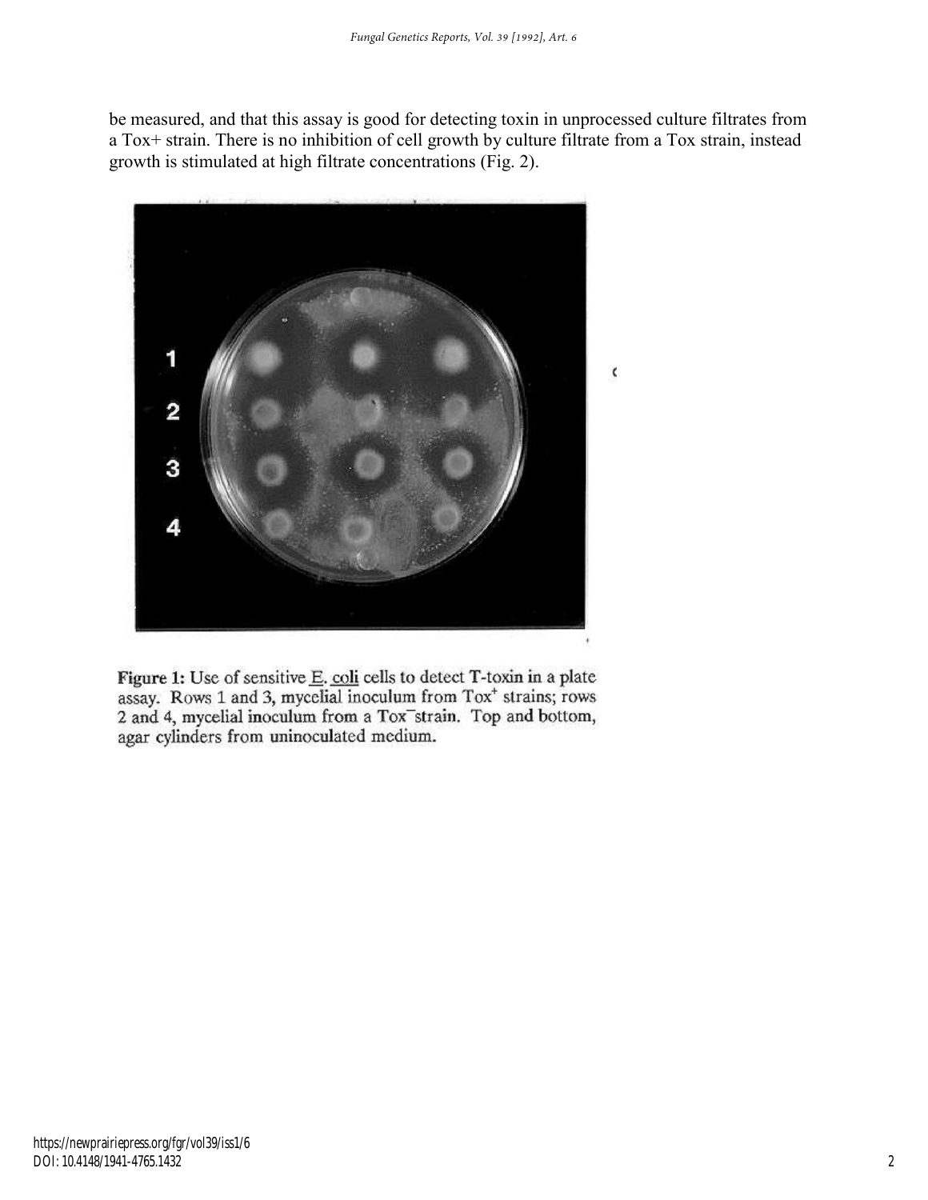be measured, and that this assay is good for detecting toxin in unprocessed culture filtrates from a Tox+ strain. There is no inhibition of cell growth by culture filtrate from a Tox strain, instead growth is stimulated at high filtrate concentrations (Fig. 2).

**Figure 1:** Use of sensitive E. coli cells to detect T-toxin in a plate assay. Rows 1 and 3, mycelial inoculum from Tox$^{+}$ strains; rows 2 and 4, mycelial inoculum from a Tox$^{-}$ strain. Top and bottom, agar cylinders from uninoculated medium.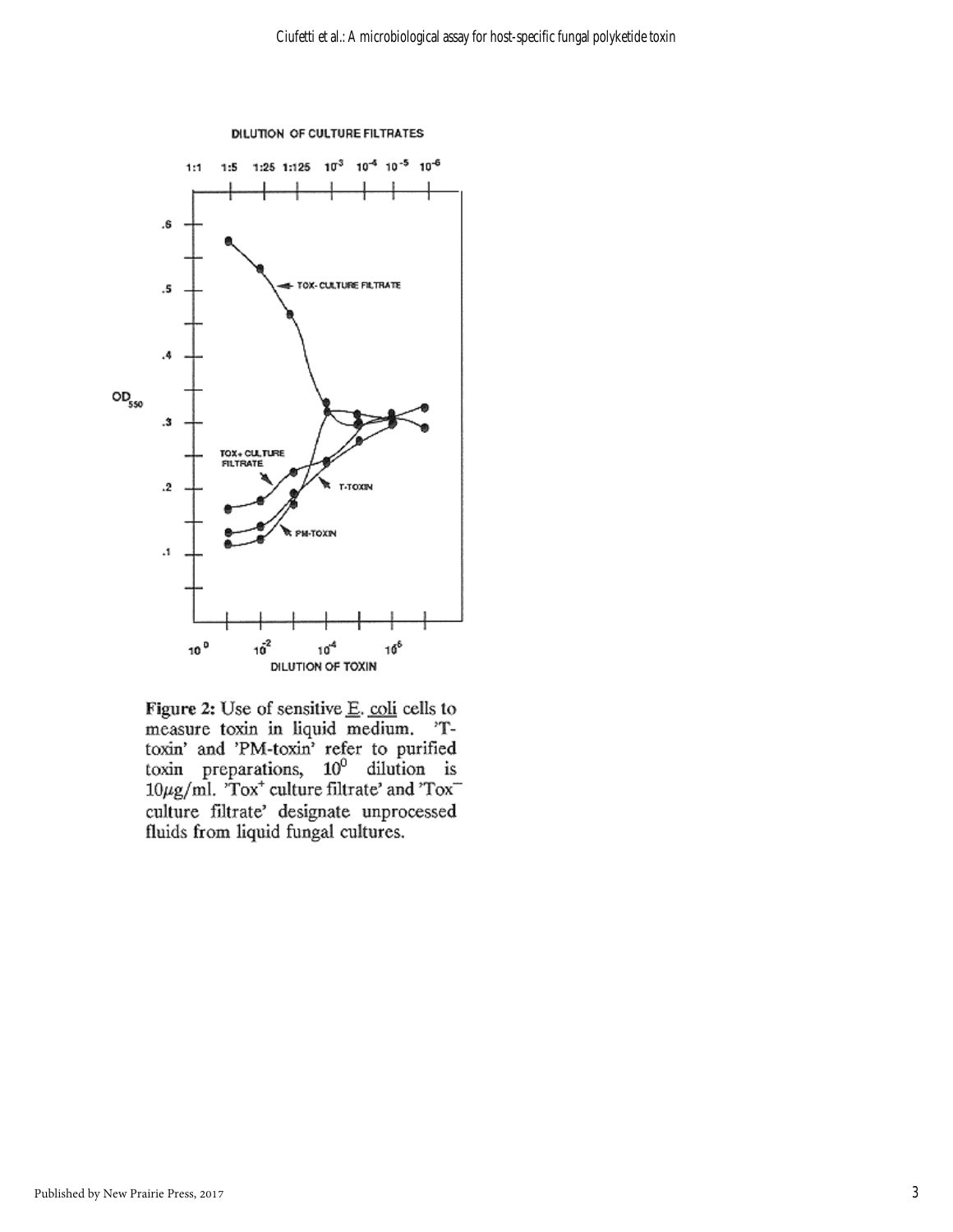DILUTION OF CULTURE FILTRATES

1:1 1:5 1:25 1:125 $10^{-3}$ $10^{-4}$ $10^{-5}$ $10^{-6}$

.6

.5

.4

$OD_{550}$

.3

.2

.1

TOX- CULTURE FILTRATE

TOX+ CULTURE FILTRATE

T-TOXIN

PM-TOXIN

$10^0$ $10^{-2}$ $10^{-4}$ $10^{-6}$

DILUTION OF TOXIN

**Figure 2:** Use of sensitive E. coli cells to measure toxin in liquid medium. 'T-toxin' and 'PM-toxin' refer to purified toxin preparations, $10^0$ dilution is $10\mu g/ml$. 'Tox$^+$ culture filtrate' and 'Tox$^-$ culture filtrate' designate unprocessed fluids from liquid fungal cultures.